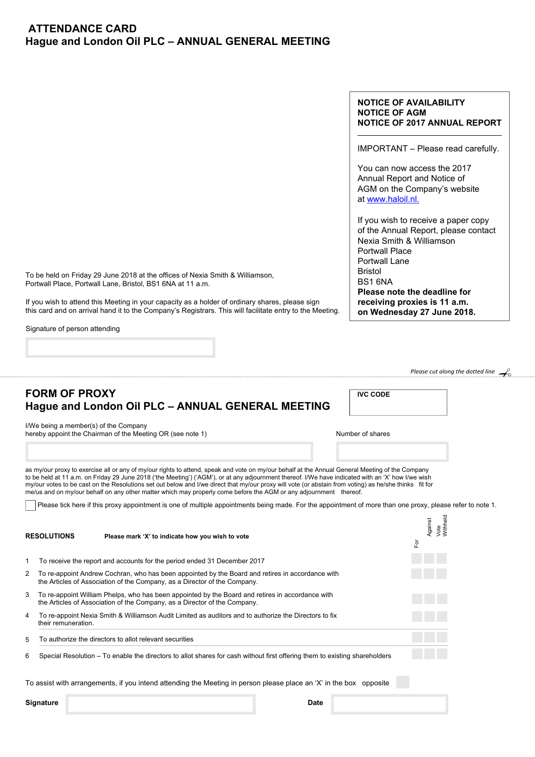# ATTENDANCE CARD
## Hague and London Oil PLC – ANNUAL GENERAL MEETING

**NOTICE OF AVAILABILITY**
**NOTICE OF AGM**
**NOTICE OF 2017 ANNUAL REPORT**

IMPORTANT – Please read carefully.

You can now access the 2017 Annual Report and Notice of AGM on the Company's website at www.haloil.nl.

If you wish to receive a paper copy of the Annual Report, please contact
Nexia Smith & Williamson
Portwall Place
Portwall Lane
Bristol
BS1 6NA

**Please note the deadline for receiving proxies is 11 a.m. on Wednesday 27 June 2018.**

To be held on Friday 29 June 2018 at the offices of Nexia Smith & Williamson, Portwall Place, Portwall Lane, Bristol, BS1 6NA at 11 a.m.

If you wish to attend this Meeting in your capacity as a holder of ordinary shares, please sign this card and on arrival hand it to the Company's Registrars. This will facilitate entry to the Meeting.

Signature of person attending

*Please cut along the dotted line*

---

# FORM OF PROXY
## Hague and London Oil PLC – ANNUAL GENERAL MEETING

**IVC CODE**

I/We being a member(s) of the Company
hereby appoint the Chairman of the Meeting OR (see note 1)

Number of shares

as my/our proxy to exercise all or any of my/our rights to attend, speak and vote on my/our behalf at the Annual General Meeting of the Company to be held at 11 a.m. on Friday 29 June 2018 ('the Meeting') ('AGM'), or at any adjournment thereof. I/We have indicated with an 'X' how I/we wish my/our votes to be cast on the Resolutions set out below and I/we direct that my/our proxy will vote (or abstain from voting) as he/she thinks fit for me/us and on my/our behalf on any other matter which may properly come before the AGM or any adjournment thereof.

☐ Please tick here if this proxy appointment is one of multiple appointments being made. For the appointment of more than one proxy, please refer to note 1.

| | **RESOLUTIONS** Please mark 'X' to indicate how you wish to vote | For | Against | Vote Withheld |
|---|---|---|---|---|
| 1 | To receive the report and accounts for the period ended 31 December 2017 | | | |
| 2 | To re-appoint Andrew Cochran, who has been appointed by the Board and retires in accordance with the Articles of Association of the Company, as a Director of the Company. | | | |
| 3 | To re-appoint William Phelps, who has been appointed by the Board and retires in accordance with the Articles of Association of the Company, as a Director of the Company. | | | |
| 4 | To re-appoint Nexia Smith & Williamson Audit Limited as auditors and to authorize the Directors to fix their remuneration. | | | |
| 5 | To authorize the directors to allot relevant securities | | | |
| 6 | Special Resolution – To enable the directors to allot shares for cash without first offering them to existing shareholders | | | |

To assist with arrangements, if you intend attending the Meeting in person please place an 'X' in the box opposite

**Signature** **Date**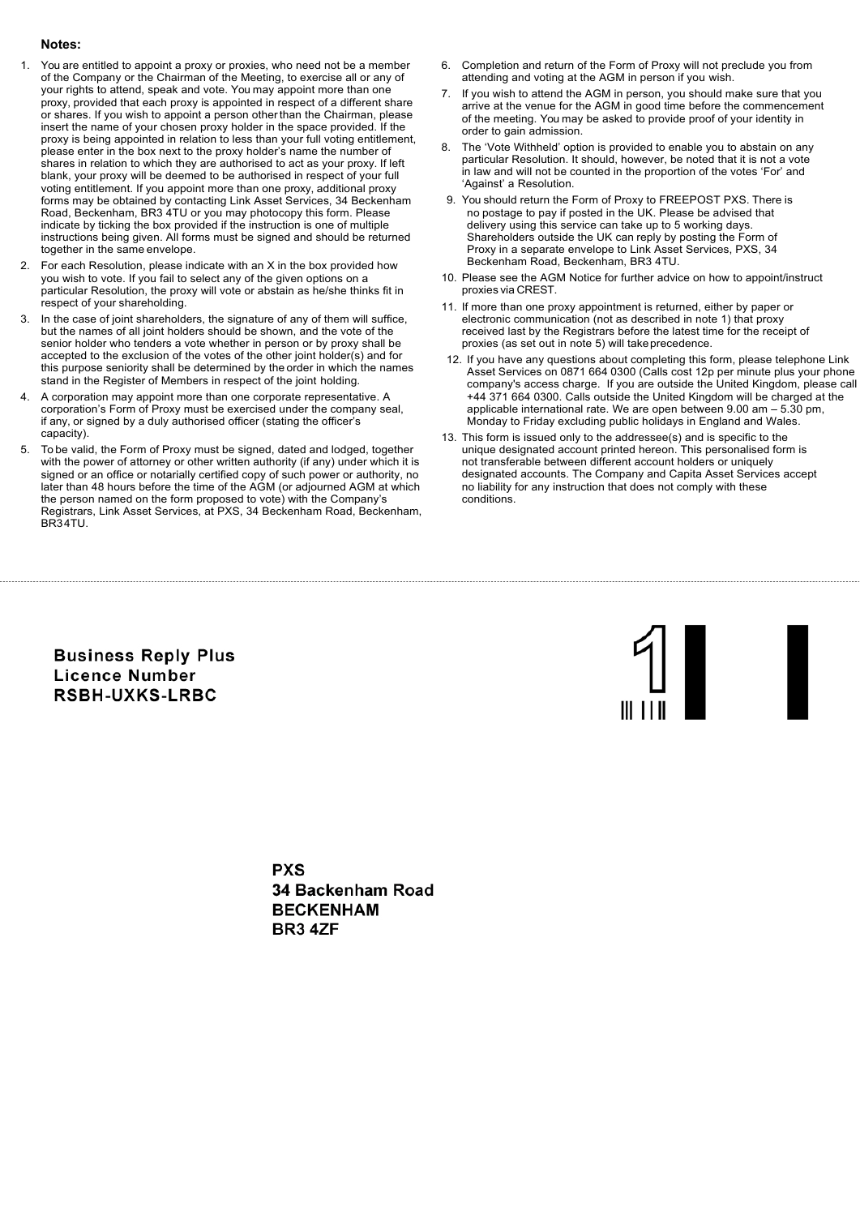**Notes:**

1. You are entitled to appoint a proxy or proxies, who need not be a member of the Company or the Chairman of the Meeting, to exercise all or any of your rights to attend, speak and vote. You may appoint more than one proxy, provided that each proxy is appointed in respect of a different share or shares. If you wish to appoint a person other than the Chairman, please insert the name of your chosen proxy holder in the space provided. If the proxy is being appointed in relation to less than your full voting entitlement, please enter in the box next to the proxy holder's name the number of shares in relation to which they are authorised to act as your proxy. If left blank, your proxy will be deemed to be authorised in respect of your full voting entitlement. If you appoint more than one proxy, additional proxy forms may be obtained by contacting Link Asset Services, 34 Beckenham Road, Beckenham, BR3 4TU or you may photocopy this form. Please indicate by ticking the box provided if the instruction is one of multiple instructions being given. All forms must be signed and should be returned together in the same envelope.
2. For each Resolution, please indicate with an X in the box provided how you wish to vote. If you fail to select any of the given options on a particular Resolution, the proxy will vote or abstain as he/she thinks fit in respect of your shareholding.
3. In the case of joint shareholders, the signature of any of them will suffice, but the names of all joint holders should be shown, and the vote of the senior holder who tenders a vote whether in person or by proxy shall be accepted to the exclusion of the votes of the other joint holder(s) and for this purpose seniority shall be determined by the order in which the names stand in the Register of Members in respect of the joint holding.
4. A corporation may appoint more than one corporate representative. A corporation's Form of Proxy must be exercised under the company seal, if any, or signed by a duly authorised officer (stating the officer's capacity).
5. To be valid, the Form of Proxy must be signed, dated and lodged, together with the power of attorney or other written authority (if any) under which it is signed or an office or notarially certified copy of such power or authority, no later than 48 hours before the time of the AGM (or adjourned AGM at which the person named on the form proposed to vote) with the Company's Registrars, Link Asset Services, at PXS, 34 Beckenham Road, Beckenham, BR34TU.
6. Completion and return of the Form of Proxy will not preclude you from attending and voting at the AGM in person if you wish.
7. If you wish to attend the AGM in person, you should make sure that you arrive at the venue for the AGM in good time before the commencement of the meeting. You may be asked to provide proof of your identity in order to gain admission.
8. The 'Vote Withheld' option is provided to enable you to abstain on any particular Resolution. It should, however, be noted that it is not a vote in law and will not be counted in the proportion of the votes 'For' and 'Against' a Resolution.
9. You should return the Form of Proxy to FREEPOST PXS. There is no postage to pay if posted in the UK. Please be advised that delivery using this service can take up to 5 working days. Shareholders outside the UK can reply by posting the Form of Proxy in a separate envelope to Link Asset Services, PXS, 34 Beckenham Road, Beckenham, BR3 4TU.
10. Please see the AGM Notice for further advice on how to appoint/instruct proxies via CREST.
11. If more than one proxy appointment is returned, either by paper or electronic communication (not as described in note 1) that proxy received last by the Registrars before the latest time for the receipt of proxies (as set out in note 5) will take precedence.
12. If you have any questions about completing this form, please telephone Link Asset Services on 0871 664 0300 (Calls cost 12p per minute plus your phone company's access charge. If you are outside the United Kingdom, please call +44 371 664 0300. Calls outside the United Kingdom will be charged at the applicable international rate. We are open between 9.00 am – 5.30 pm, Monday to Friday excluding public holidays in England and Wales.
13. This form is issued only to the addressee(s) and is specific to the unique designated account printed hereon. This personalised form is not transferable between different account holders or uniquely designated accounts. The Company and Capita Asset Services accept no liability for any instruction that does not comply with these conditions.

**Business Reply Plus**
**Licence Number**
**RSBH-UXKS-LRBC**

1

**PXS**
**34 Backenham Road**
**BECKENHAM**
**BR3 4ZF**